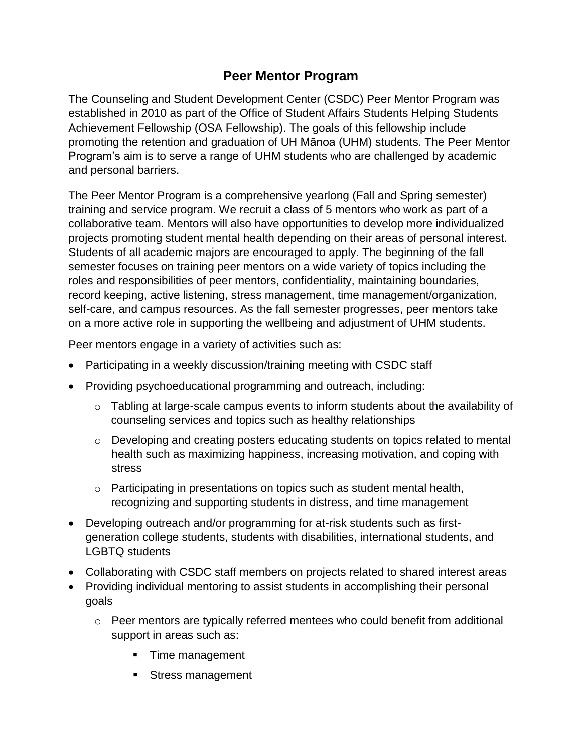# Peer Mentor Program

The Counseling and Student Development Center (CSDC) Peer Mentor Program was established in 2010 as part of the Office of Student Affairs Students Helping Students Achievement Fellowship (OSA Fellowship). The goals of this fellowship include promoting the retention and graduation of UH Mānoa (UHM) students. The Peer Mentor Program's aim is to serve a range of UHM students who are challenged by academic and personal barriers.

The Peer Mentor Program is a comprehensive yearlong (Fall and Spring semester) training and service program. We recruit a class of 5 mentors who work as part of a collaborative team. Mentors will also have opportunities to develop more individualized projects promoting student mental health depending on their areas of personal interest. Students of all academic majors are encouraged to apply. The beginning of the fall semester focuses on training peer mentors on a wide variety of topics including the roles and responsibilities of peer mentors, confidentiality, maintaining boundaries, record keeping, active listening, stress management, time management/organization, self-care, and campus resources. As the fall semester progresses, peer mentors take on a more active role in supporting the wellbeing and adjustment of UHM students.

Peer mentors engage in a variety of activities such as:

- Participating in a weekly discussion/training meeting with CSDC staff
- Providing psychoeducational programming and outreach, including:
  - Tabling at large-scale campus events to inform students about the availability of counseling services and topics such as healthy relationships
  - Developing and creating posters educating students on topics related to mental health such as maximizing happiness, increasing motivation, and coping with stress
  - Participating in presentations on topics such as student mental health, recognizing and supporting students in distress, and time management
- Developing outreach and/or programming for at-risk students such as first-generation college students, students with disabilities, international students, and LGBTQ students
- Collaborating with CSDC staff members on projects related to shared interest areas
- Providing individual mentoring to assist students in accomplishing their personal goals
  - Peer mentors are typically referred mentees who could benefit from additional support in areas such as:
    - Time management
    - Stress management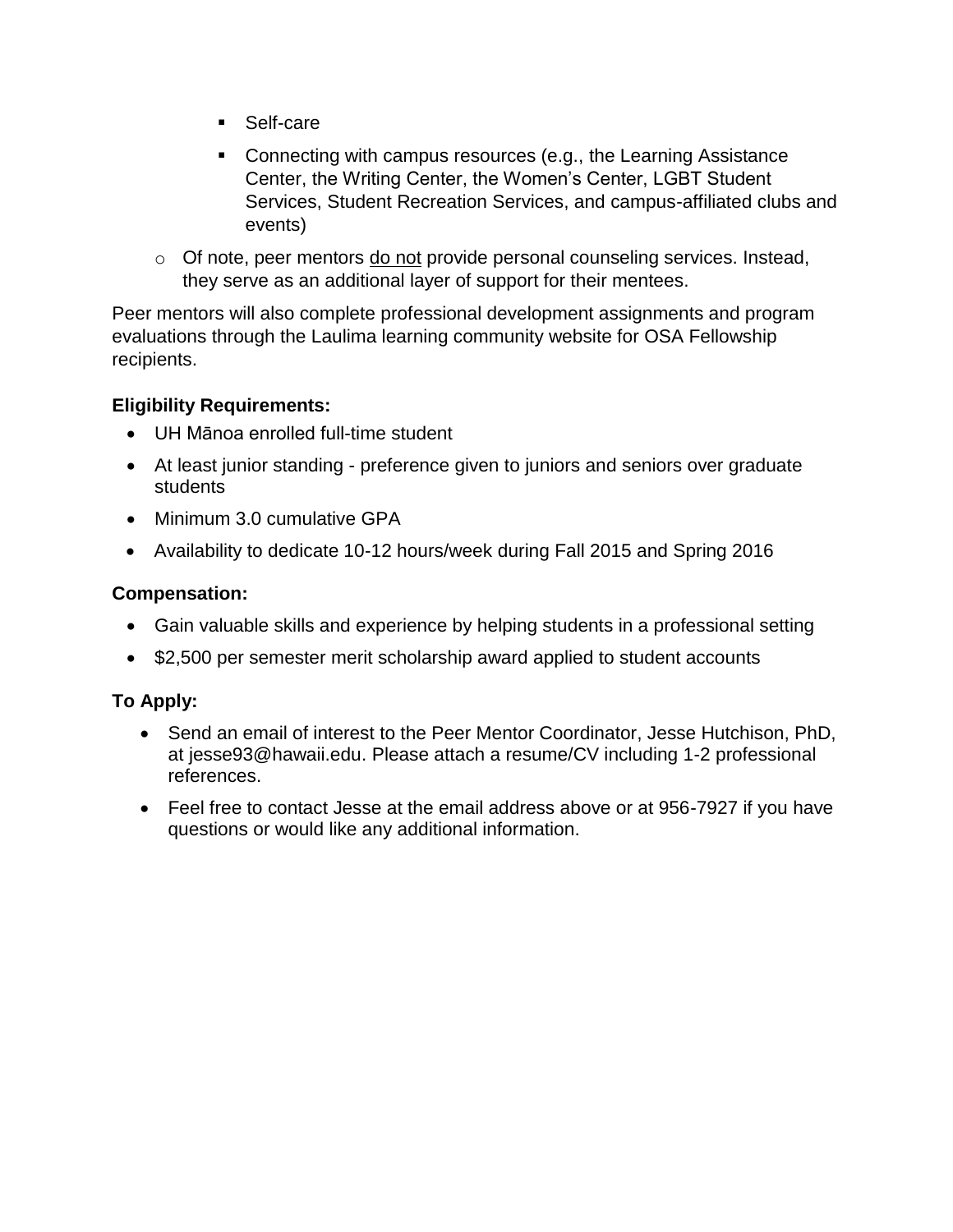- Self-care
        - Connecting with campus resources (e.g., the Learning Assistance Center, the Writing Center, the Women's Center, LGBT Student Services, Student Recreation Services, and campus-affiliated clubs and events)
    - Of note, peer mentors <u>do not</u> provide personal counseling services. Instead, they serve as an additional layer of support for their mentees.

Peer mentors will also complete professional development assignments and program evaluations through the Laulima learning community website for OSA Fellowship recipients.

**Eligibility Requirements:**

- UH Mānoa enrolled full-time student
- At least junior standing - preference given to juniors and seniors over graduate students
- Minimum 3.0 cumulative GPA
- Availability to dedicate 10-12 hours/week during Fall 2015 and Spring 2016

**Compensation:**

- Gain valuable skills and experience by helping students in a professional setting
- $2,500 per semester merit scholarship award applied to student accounts

**To Apply:**

- Send an email of interest to the Peer Mentor Coordinator, Jesse Hutchison, PhD, at jesse93@hawaii.edu. Please attach a resume/CV including 1-2 professional references.
- Feel free to contact Jesse at the email address above or at 956-7927 if you have questions or would like any additional information.